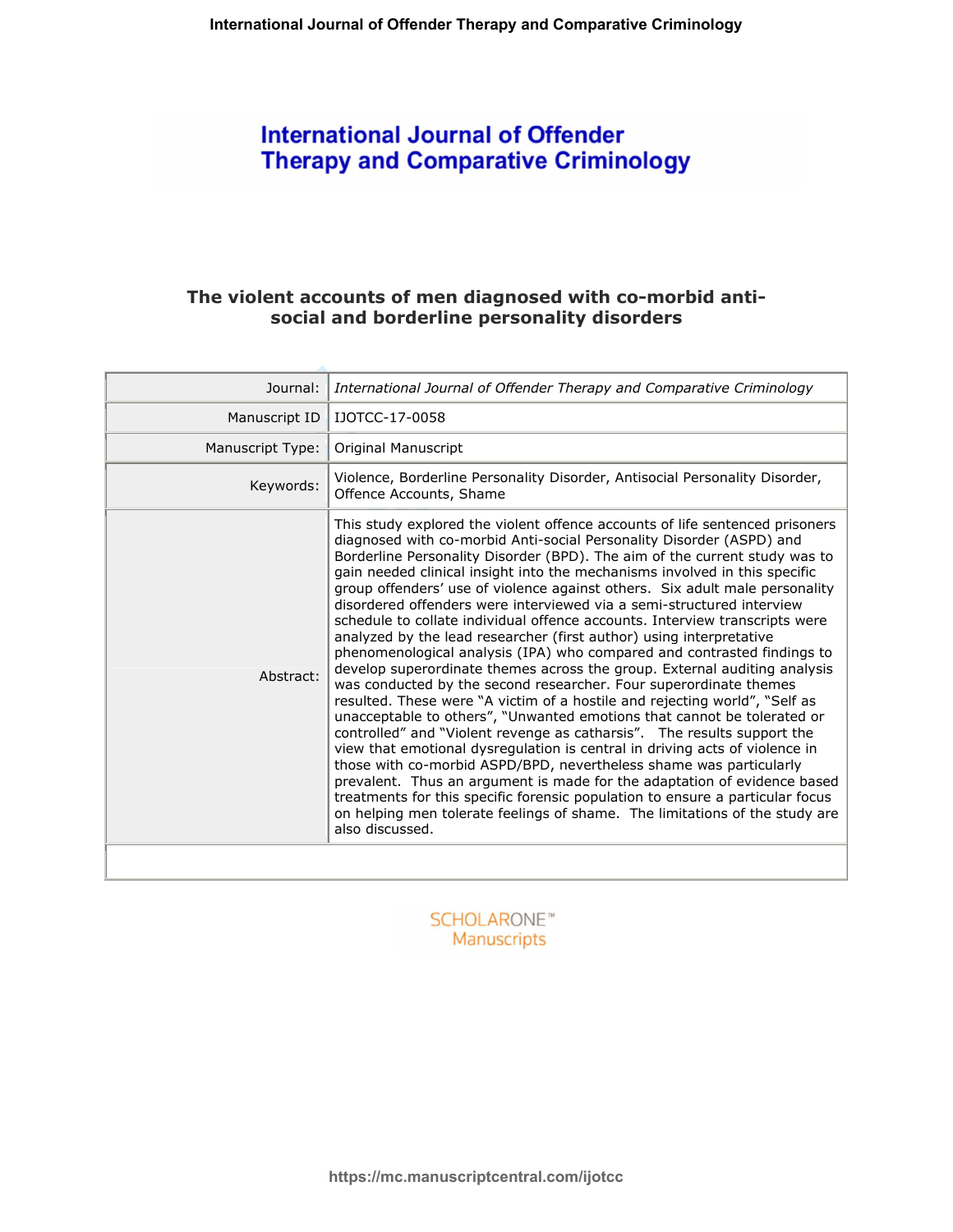# International Journal of Offender Therapy and Comparative Criminology

## The violent accounts of men diagnosed with co-morbid anti-social and borderline personality disorders

| | |
|---|---|
| Journal: | *International Journal of Offender Therapy and Comparative Criminology* |
| Manuscript ID | IJOTCC-17-0058 |
| Manuscript Type: | Original Manuscript |
| Keywords: | Violence, Borderline Personality Disorder, Antisocial Personality Disorder, Offence Accounts, Shame |
| Abstract: | This study explored the violent offence accounts of life sentenced prisoners diagnosed with co-morbid Anti-social Personality Disorder (ASPD) and Borderline Personality Disorder (BPD). The aim of the current study was to gain needed clinical insight into the mechanisms involved in this specific group offenders' use of violence against others. Six adult male personality disordered offenders were interviewed via a semi-structured interview schedule to collate individual offence accounts. Interview transcripts were analyzed by the lead researcher (first author) using interpretative phenomenological analysis (IPA) who compared and contrasted findings to develop superordinate themes across the group. External auditing analysis was conducted by the second researcher. Four superordinate themes resulted. These were "A victim of a hostile and rejecting world", "Self as unacceptable to others", "Unwanted emotions that cannot be tolerated or controlled" and "Violent revenge as catharsis". The results support the view that emotional dysregulation is central in driving acts of violence in those with co-morbid ASPD/BPD, nevertheless shame was particularly prevalent. Thus an argument is made for the adaptation of evidence based treatments for this specific forensic population to ensure a particular focus on helping men tolerate feelings of shame. The limitations of the study are also discussed. |

SCHOLARONE™ Manuscripts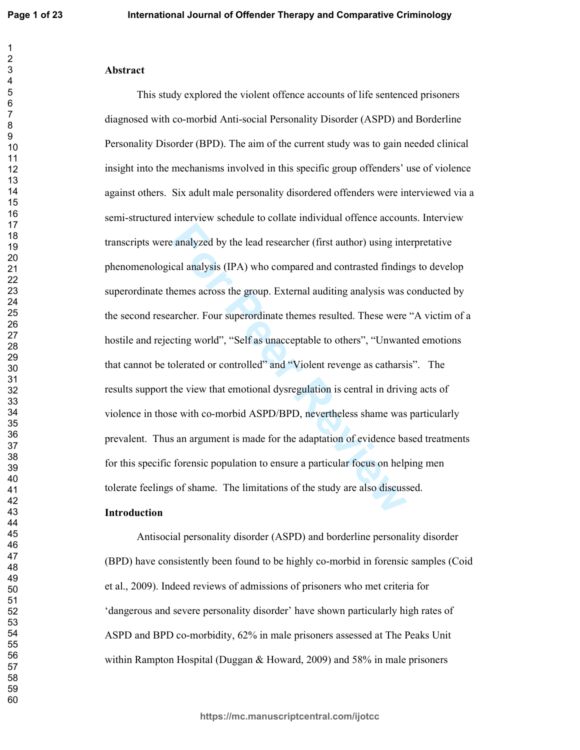## Abstract

This study explored the violent offence accounts of life sentenced prisoners diagnosed with co-morbid Anti-social Personality Disorder (ASPD) and Borderline Personality Disorder (BPD). The aim of the current study was to gain needed clinical insight into the mechanisms involved in this specific group offenders' use of violence against others. Six adult male personality disordered offenders were interviewed via a semi-structured interview schedule to collate individual offence accounts. Interview transcripts were analyzed by the lead researcher (first author) using interpretative phenomenological analysis (IPA) who compared and contrasted findings to develop superordinate themes across the group. External auditing analysis was conducted by the second researcher. Four superordinate themes resulted. These were "A victim of a hostile and rejecting world", "Self as unacceptable to others", "Unwanted emotions that cannot be tolerated or controlled" and "Violent revenge as catharsis". The results support the view that emotional dysregulation is central in driving acts of violence in those with co-morbid ASPD/BPD, nevertheless shame was particularly prevalent. Thus an argument is made for the adaptation of evidence based treatments for this specific forensic population to ensure a particular focus on helping men tolerate feelings of shame. The limitations of the study are also discussed.

## Introduction

Antisocial personality disorder (ASPD) and borderline personality disorder (BPD) have consistently been found to be highly co-morbid in forensic samples (Coid et al., 2009). Indeed reviews of admissions of prisoners who met criteria for 'dangerous and severe personality disorder' have shown particularly high rates of ASPD and BPD co-morbidity, 62% in male prisoners assessed at The Peaks Unit within Rampton Hospital (Duggan & Howard, 2009) and 58% in male prisoners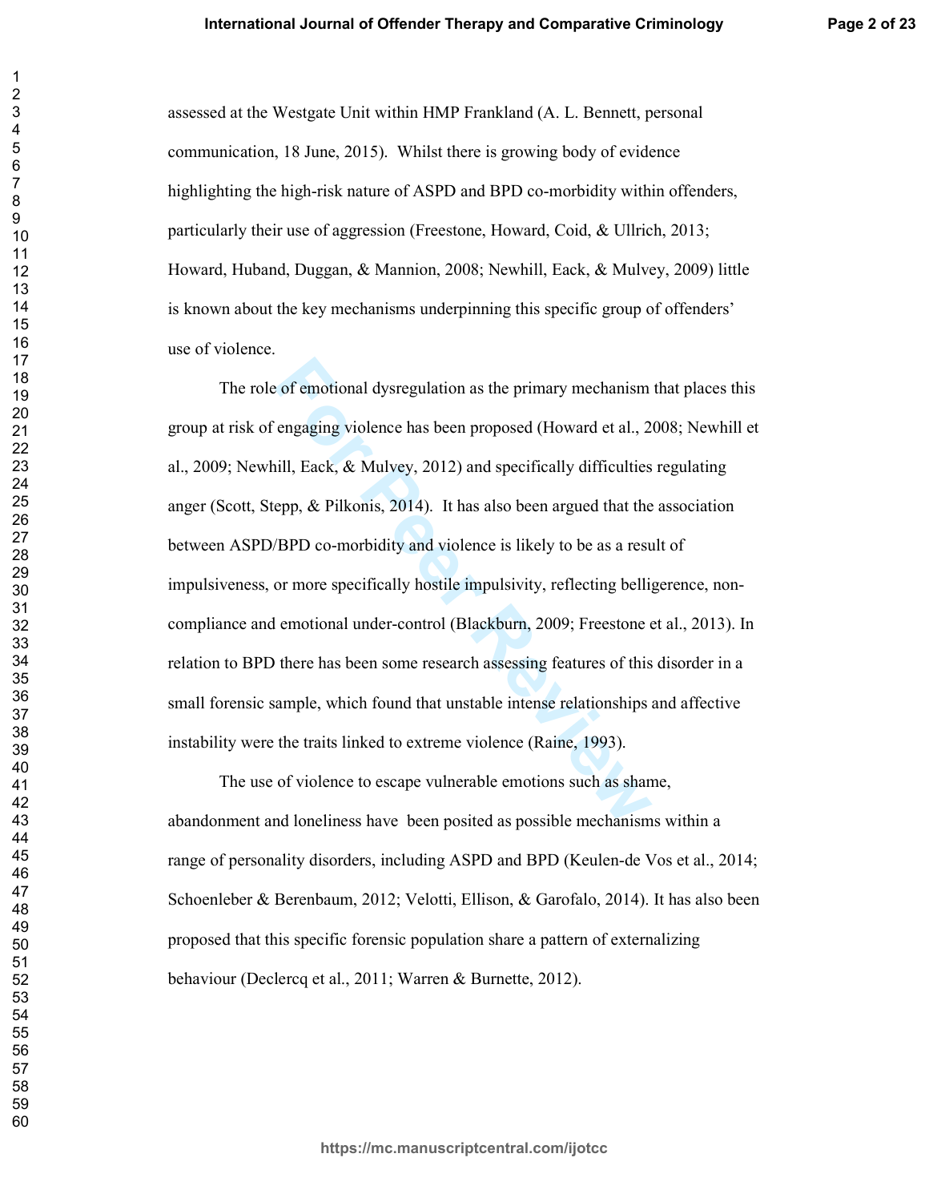assessed at the Westgate Unit within HMP Frankland (A. L. Bennett, personal communication, 18 June, 2015). Whilst there is growing body of evidence highlighting the high-risk nature of ASPD and BPD co-morbidity within offenders, particularly their use of aggression (Freestone, Howard, Coid, & Ullrich, 2013; Howard, Huband, Duggan, & Mannion, 2008; Newhill, Eack, & Mulvey, 2009) little is known about the key mechanisms underpinning this specific group of offenders' use of violence.

The role of emotional dysregulation as the primary mechanism that places this group at risk of engaging violence has been proposed (Howard et al., 2008; Newhill et al., 2009; Newhill, Eack, & Mulvey, 2012) and specifically difficulties regulating anger (Scott, Stepp, & Pilkonis, 2014). It has also been argued that the association between ASPD/BPD co-morbidity and violence is likely to be as a result of impulsiveness, or more specifically hostile impulsivity, reflecting belligerence, non-compliance and emotional under-control (Blackburn, 2009; Freestone et al., 2013). In relation to BPD there has been some research assessing features of this disorder in a small forensic sample, which found that unstable intense relationships and affective instability were the traits linked to extreme violence (Raine, 1993).

The use of violence to escape vulnerable emotions such as shame, abandonment and loneliness have been posited as possible mechanisms within a range of personality disorders, including ASPD and BPD (Keulen-de Vos et al., 2014; Schoenleber & Berenbaum, 2012; Velotti, Ellison, & Garofalo, 2014). It has also been proposed that this specific forensic population share a pattern of externalizing behaviour (Declercq et al., 2011; Warren & Burnette, 2012).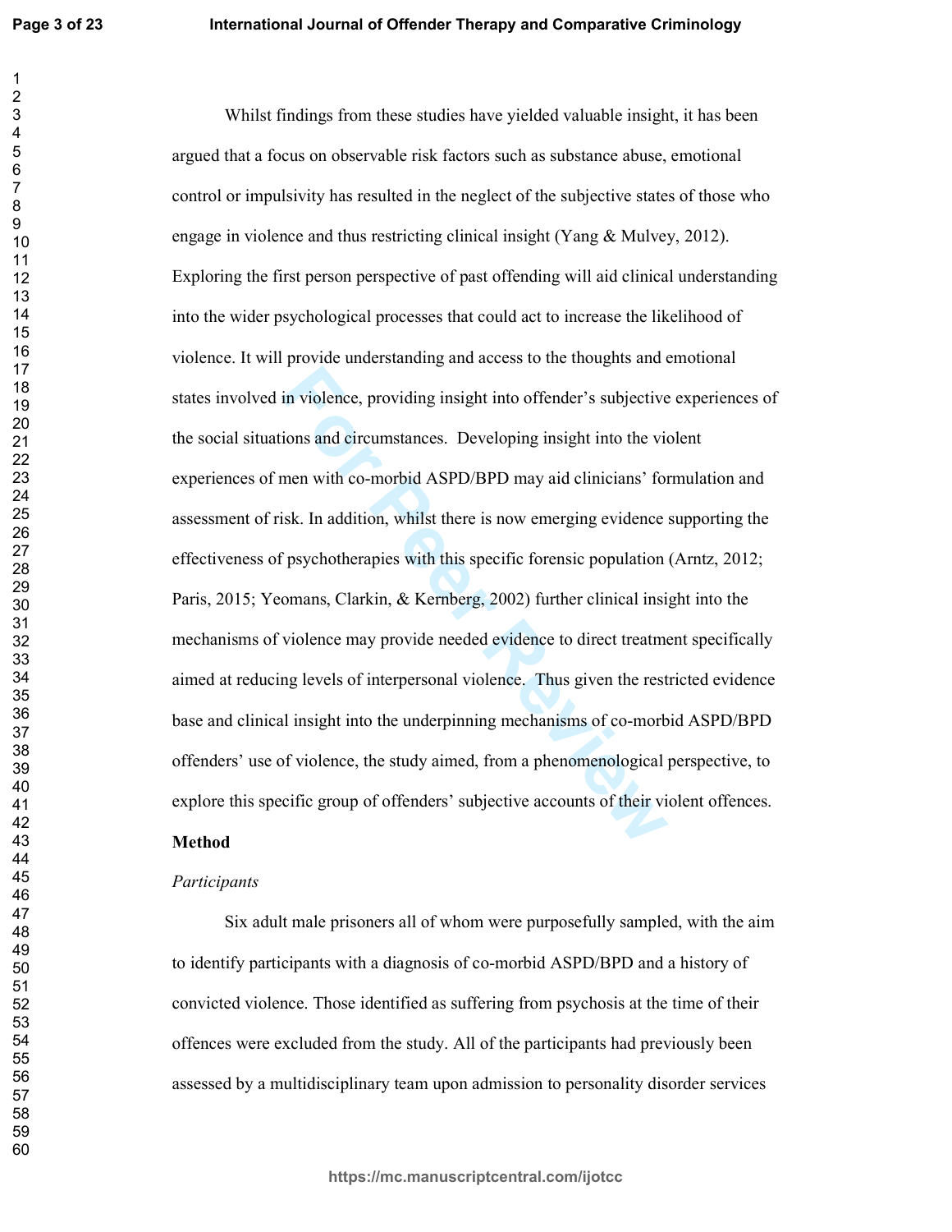Whilst findings from these studies have yielded valuable insight, it has been argued that a focus on observable risk factors such as substance abuse, emotional control or impulsivity has resulted in the neglect of the subjective states of those who engage in violence and thus restricting clinical insight (Yang & Mulvey, 2012). Exploring the first person perspective of past offending will aid clinical understanding into the wider psychological processes that could act to increase the likelihood of violence. It will provide understanding and access to the thoughts and emotional states involved in violence, providing insight into offender's subjective experiences of the social situations and circumstances. Developing insight into the violent experiences of men with co-morbid ASPD/BPD may aid clinicians' formulation and assessment of risk. In addition, whilst there is now emerging evidence supporting the effectiveness of psychotherapies with this specific forensic population (Arntz, 2012; Paris, 2015; Yeomans, Clarkin, & Kernberg, 2002) further clinical insight into the mechanisms of violence may provide needed evidence to direct treatment specifically aimed at reducing levels of interpersonal violence. Thus given the restricted evidence base and clinical insight into the underpinning mechanisms of co-morbid ASPD/BPD offenders' use of violence, the study aimed, from a phenomenological perspective, to explore this specific group of offenders' subjective accounts of their violent offences.

## Method

### *Participants*

Six adult male prisoners all of whom were purposefully sampled, with the aim to identify participants with a diagnosis of co-morbid ASPD/BPD and a history of convicted violence. Those identified as suffering from psychosis at the time of their offences were excluded from the study. All of the participants had previously been assessed by a multidisciplinary team upon admission to personality disorder services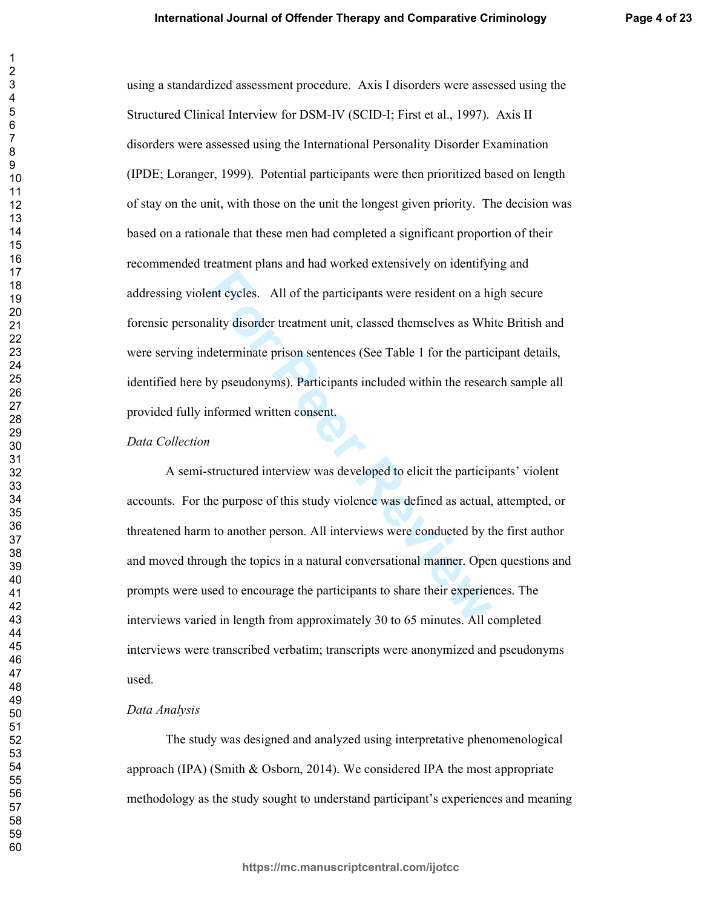using a standardized assessment procedure. Axis I disorders were assessed using the Structured Clinical Interview for DSM-IV (SCID-I; First et al., 1997). Axis II disorders were assessed using the International Personality Disorder Examination (IPDE; Loranger, 1999). Potential participants were then prioritized based on length of stay on the unit, with those on the unit the longest given priority. The decision was based on a rationale that these men had completed a significant proportion of their recommended treatment plans and had worked extensively on identifying and addressing violent cycles. All of the participants were resident on a high secure forensic personality disorder treatment unit, classed themselves as White British and were serving indeterminate prison sentences (See Table 1 for the participant details, identified here by pseudonyms). Participants included within the research sample all provided fully informed written consent.

*Data Collection*

A semi-structured interview was developed to elicit the participants' violent accounts. For the purpose of this study violence was defined as actual, attempted, or threatened harm to another person. All interviews were conducted by the first author and moved through the topics in a natural conversational manner. Open questions and prompts were used to encourage the participants to share their experiences. The interviews varied in length from approximately 30 to 65 minutes. All completed interviews were transcribed verbatim; transcripts were anonymized and pseudonyms used.

*Data Analysis*

The study was designed and analyzed using interpretative phenomenological approach (IPA) (Smith & Osborn, 2014). We considered IPA the most appropriate methodology as the study sought to understand participant's experiences and meaning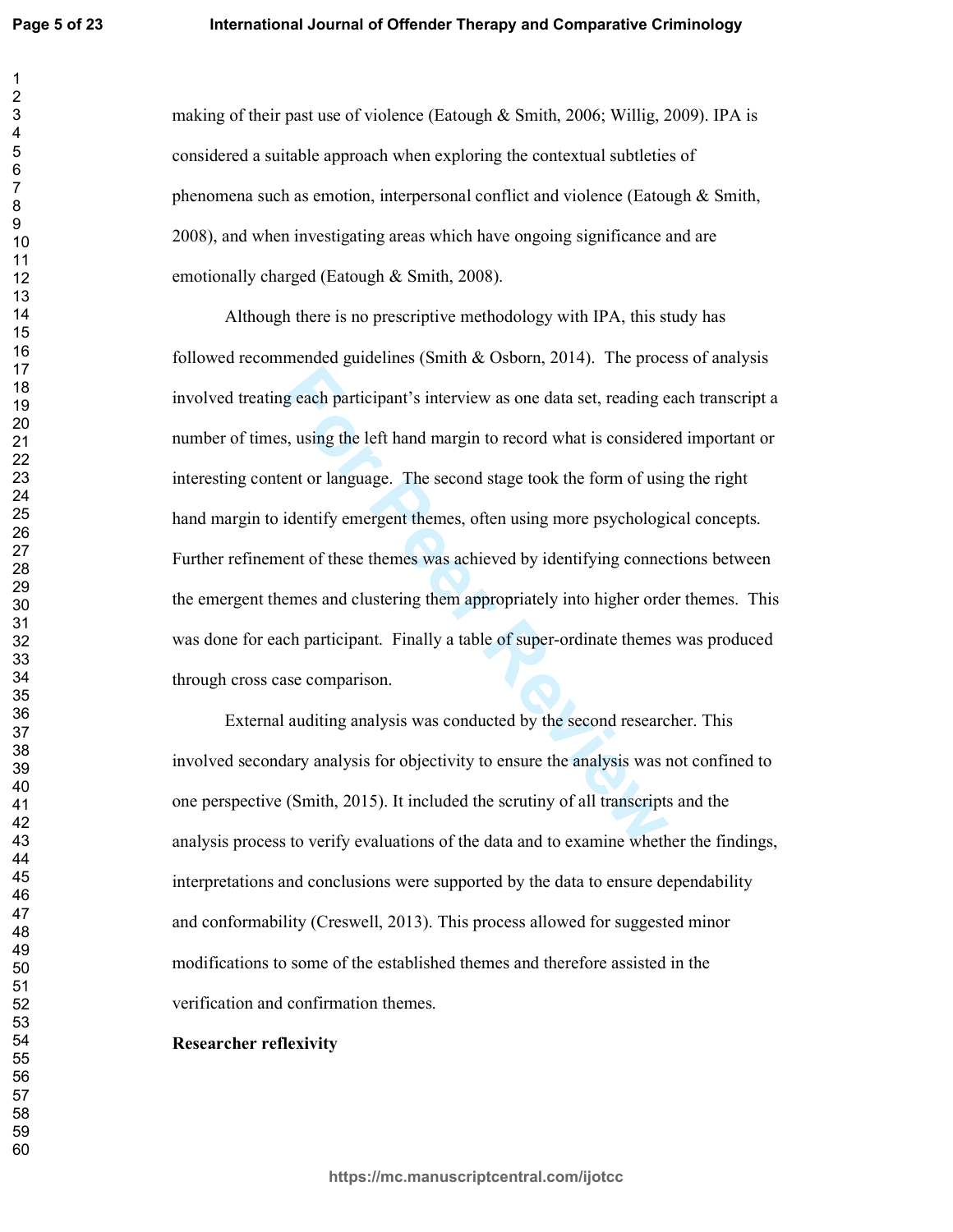making of their past use of violence (Eatough & Smith, 2006; Willig, 2009). IPA is considered a suitable approach when exploring the contextual subtleties of phenomena such as emotion, interpersonal conflict and violence (Eatough & Smith, 2008), and when investigating areas which have ongoing significance and are emotionally charged (Eatough & Smith, 2008).

Although there is no prescriptive methodology with IPA, this study has followed recommended guidelines (Smith & Osborn, 2014). The process of analysis involved treating each participant's interview as one data set, reading each transcript a number of times, using the left hand margin to record what is considered important or interesting content or language. The second stage took the form of using the right hand margin to identify emergent themes, often using more psychological concepts. Further refinement of these themes was achieved by identifying connections between the emergent themes and clustering them appropriately into higher order themes. This was done for each participant. Finally a table of super-ordinate themes was produced through cross case comparison.

External auditing analysis was conducted by the second researcher. This involved secondary analysis for objectivity to ensure the analysis was not confined to one perspective (Smith, 2015). It included the scrutiny of all transcripts and the analysis process to verify evaluations of the data and to examine whether the findings, interpretations and conclusions were supported by the data to ensure dependability and conformability (Creswell, 2013). This process allowed for suggested minor modifications to some of the established themes and therefore assisted in the verification and confirmation themes.

**Researcher reflexivity**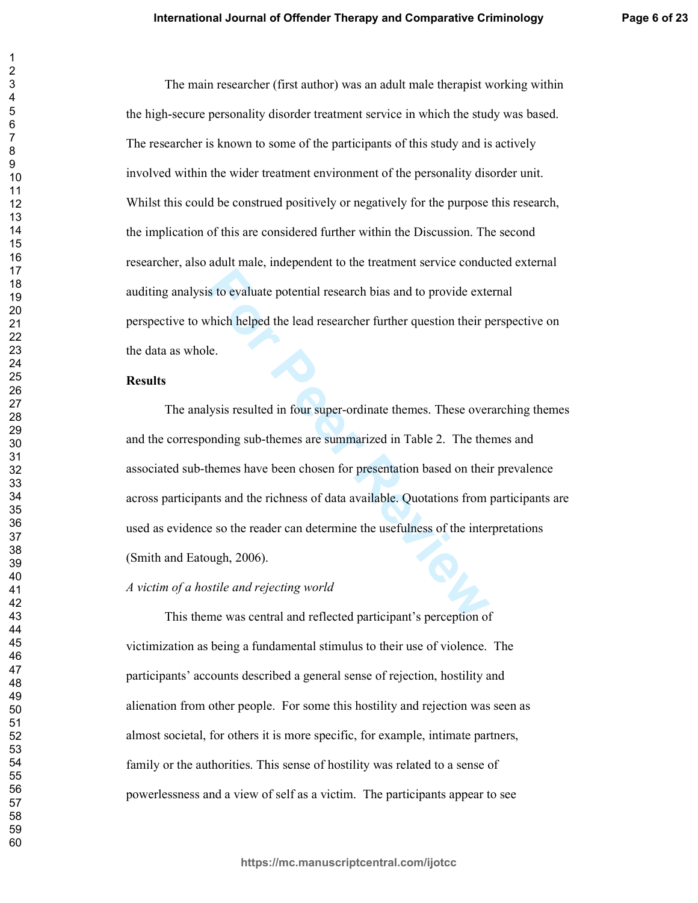The main researcher (first author) was an adult male therapist working within the high-secure personality disorder treatment service in which the study was based. The researcher is known to some of the participants of this study and is actively involved within the wider treatment environment of the personality disorder unit. Whilst this could be construed positively or negatively for the purpose this research, the implication of this are considered further within the Discussion. The second researcher, also adult male, independent to the treatment service conducted external auditing analysis to evaluate potential research bias and to provide external perspective to which helped the lead researcher further question their perspective on the data as whole.

## Results

The analysis resulted in four super-ordinate themes. These overarching themes and the corresponding sub-themes are summarized in Table 2. The themes and associated sub-themes have been chosen for presentation based on their prevalence across participants and the richness of data available. Quotations from participants are used as evidence so the reader can determine the usefulness of the interpretations (Smith and Eatough, 2006).

### *A victim of a hostile and rejecting world*

This theme was central and reflected participant's perception of victimization as being a fundamental stimulus to their use of violence. The participants' accounts described a general sense of rejection, hostility and alienation from other people. For some this hostility and rejection was seen as almost societal, for others it is more specific, for example, intimate partners, family or the authorities. This sense of hostility was related to a sense of powerlessness and a view of self as a victim. The participants appear to see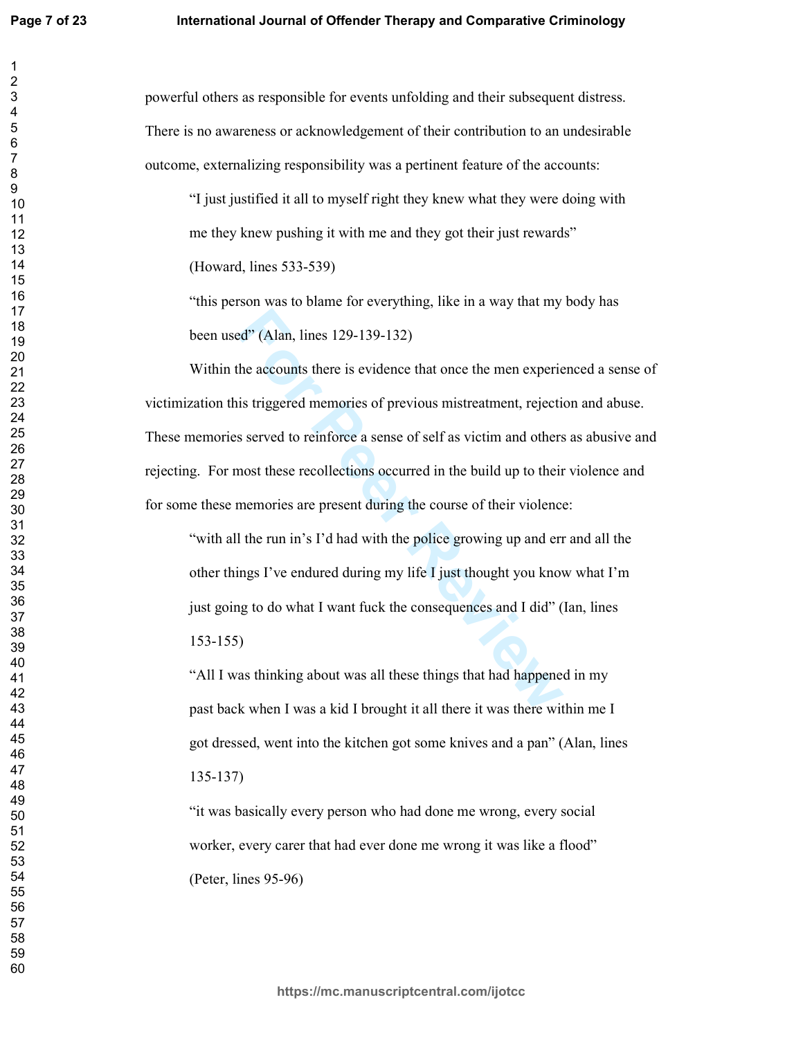powerful others as responsible for events unfolding and their subsequent distress. There is no awareness or acknowledgement of their contribution to an undesirable outcome, externalizing responsibility was a pertinent feature of the accounts:

> "I just justified it all to myself right they knew what they were doing with me they knew pushing it with me and they got their just rewards" (Howard, lines 533-539)

> "this person was to blame for everything, like in a way that my body has been used" (Alan, lines 129-139-132)

Within the accounts there is evidence that once the men experienced a sense of victimization this triggered memories of previous mistreatment, rejection and abuse. These memories served to reinforce a sense of self as victim and others as abusive and rejecting. For most these recollections occurred in the build up to their violence and for some these memories are present during the course of their violence:

> "with all the run in's I'd had with the police growing up and err and all the other things I've endured during my life I just thought you know what I'm just going to do what I want fuck the consequences and I did" (Ian, lines 153-155)

> "All I was thinking about was all these things that had happened in my past back when I was a kid I brought it all there it was there within me I got dressed, went into the kitchen got some knives and a pan" (Alan, lines 135-137)

> "it was basically every person who had done me wrong, every social worker, every carer that had ever done me wrong it was like a flood" (Peter, lines 95-96)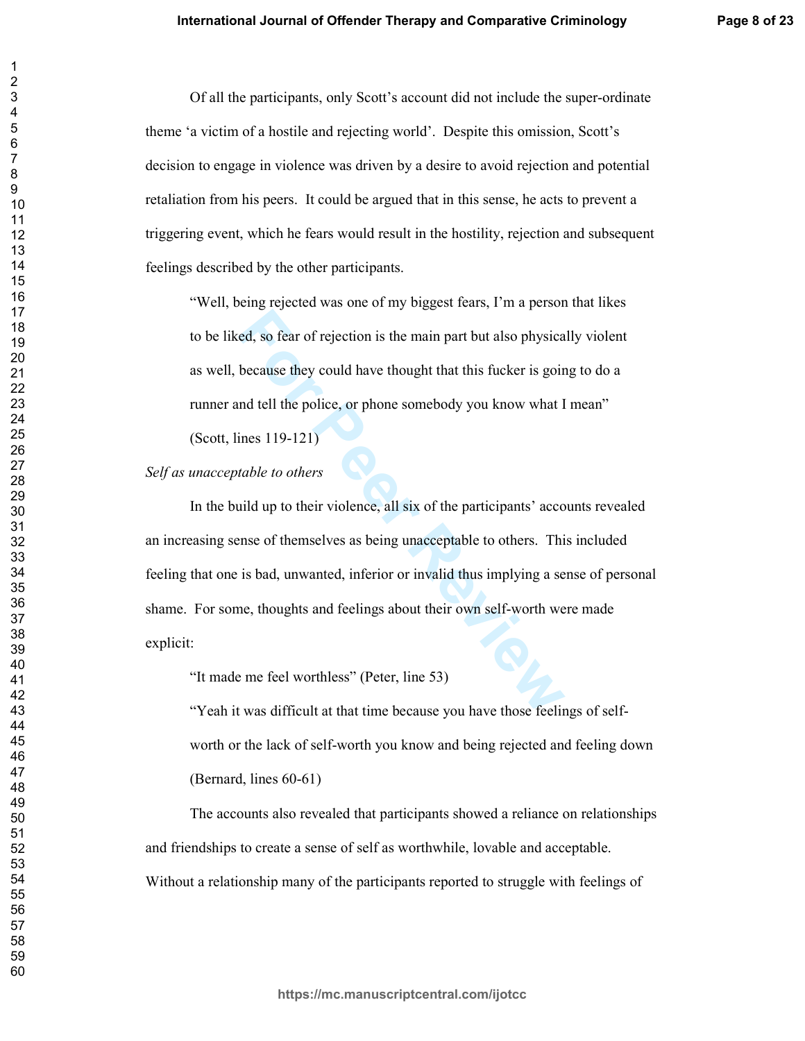Of all the participants, only Scott's account did not include the super-ordinate theme 'a victim of a hostile and rejecting world'. Despite this omission, Scott's decision to engage in violence was driven by a desire to avoid rejection and potential retaliation from his peers. It could be argued that in this sense, he acts to prevent a triggering event, which he fears would result in the hostility, rejection and subsequent feelings described by the other participants.

> "Well, being rejected was one of my biggest fears, I'm a person that likes to be liked, so fear of rejection is the main part but also physically violent as well, because they could have thought that this fucker is going to do a runner and tell the police, or phone somebody you know what I mean" (Scott, lines 119-121)

*Self as unacceptable to others*

In the build up to their violence, all six of the participants' accounts revealed an increasing sense of themselves as being unacceptable to others. This included feeling that one is bad, unwanted, inferior or invalid thus implying a sense of personal shame. For some, thoughts and feelings about their own self-worth were made explicit:

> "It made me feel worthless" (Peter, line 53)

> "Yeah it was difficult at that time because you have those feelings of self-worth or the lack of self-worth you know and being rejected and feeling down (Bernard, lines 60-61)

The accounts also revealed that participants showed a reliance on relationships and friendships to create a sense of self as worthwhile, lovable and acceptable. Without a relationship many of the participants reported to struggle with feelings of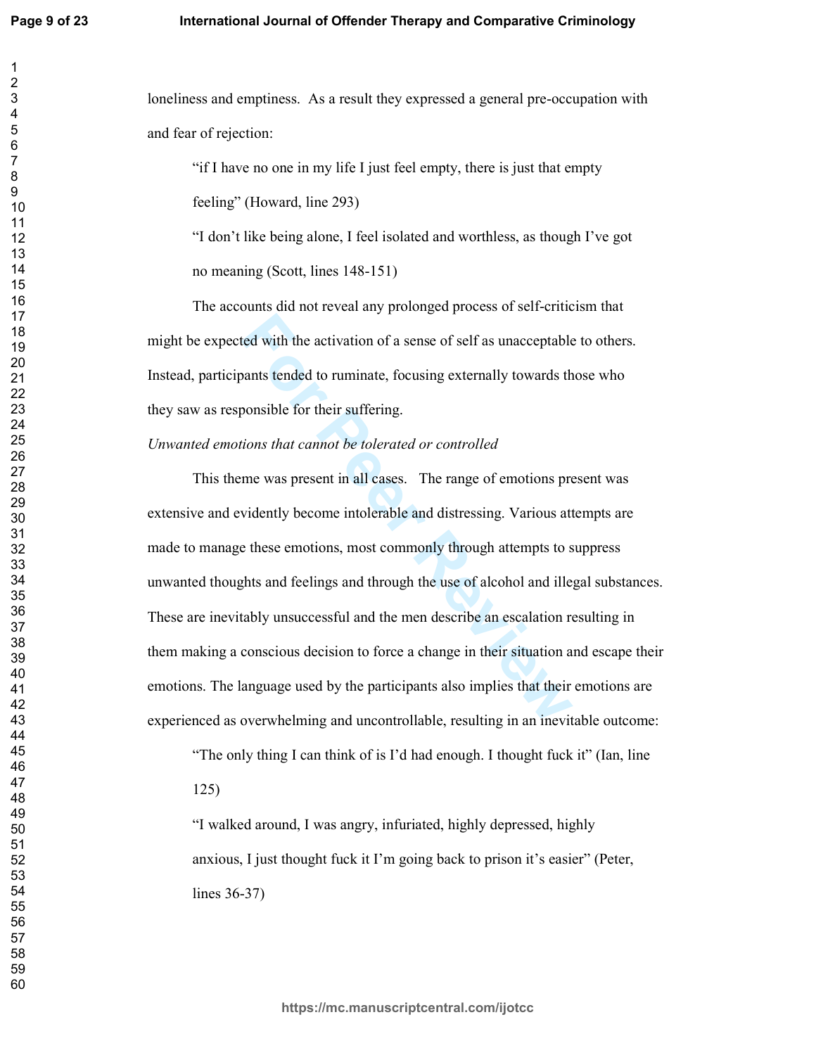loneliness and emptiness. As a result they expressed a general pre-occupation with and fear of rejection:

> "if I have no one in my life I just feel empty, there is just that empty feeling" (Howard, line 293)
>
> "I don't like being alone, I feel isolated and worthless, as though I've got no meaning (Scott, lines 148-151)

The accounts did not reveal any prolonged process of self-criticism that might be expected with the activation of a sense of self as unacceptable to others. Instead, participants tended to ruminate, focusing externally towards those who they saw as responsible for their suffering.

*Unwanted emotions that cannot be tolerated or controlled*

This theme was present in all cases. The range of emotions present was extensive and evidently become intolerable and distressing. Various attempts are made to manage these emotions, most commonly through attempts to suppress unwanted thoughts and feelings and through the use of alcohol and illegal substances. These are inevitably unsuccessful and the men describe an escalation resulting in them making a conscious decision to force a change in their situation and escape their emotions. The language used by the participants also implies that their emotions are experienced as overwhelming and uncontrollable, resulting in an inevitable outcome:

> "The only thing I can think of is I'd had enough. I thought fuck it" (Ian, line 125)
>
> "I walked around, I was angry, infuriated, highly depressed, highly anxious, I just thought fuck it I'm going back to prison it's easier" (Peter, lines 36-37)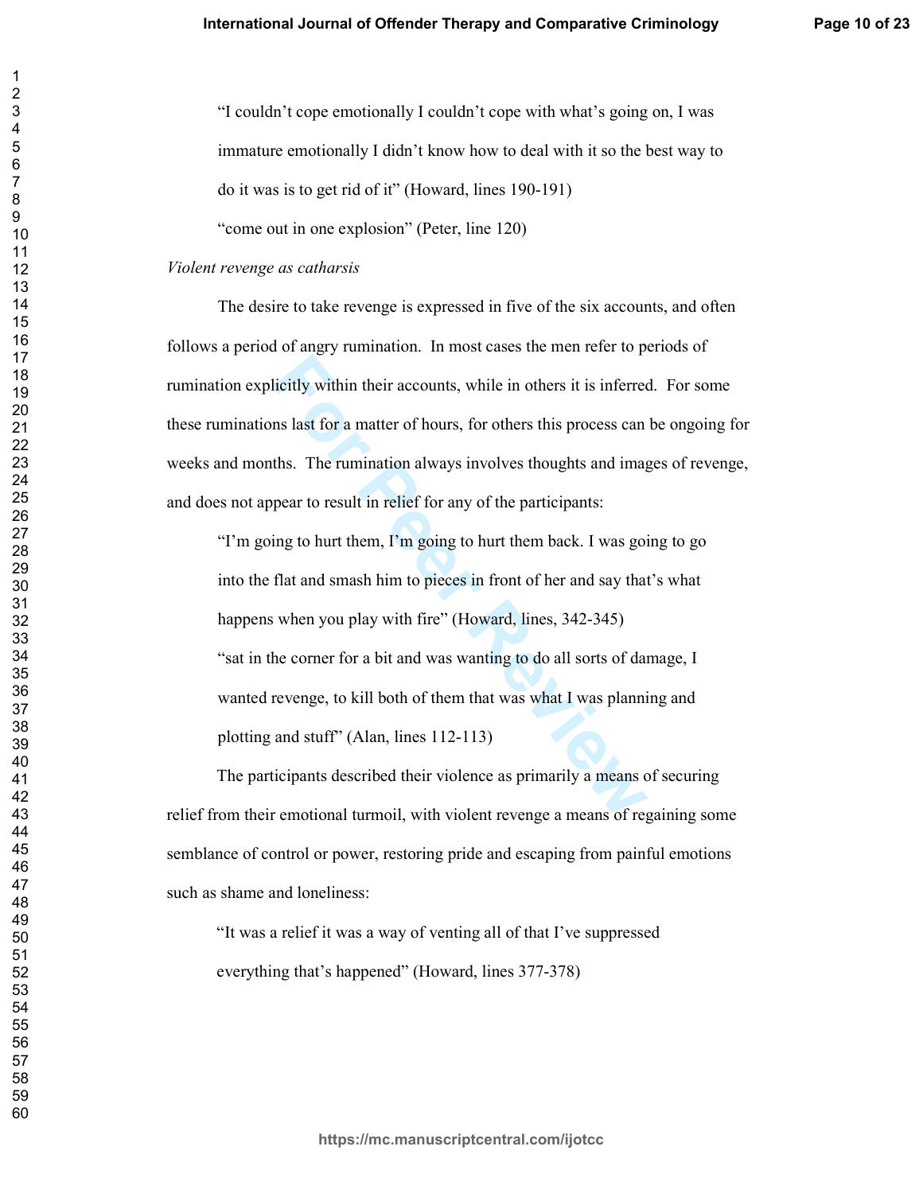> "I couldn't cope emotionally I couldn't cope with what's going on, I was immature emotionally I didn't know how to deal with it so the best way to do it was is to get rid of it" (Howard, lines 190-191)

> "come out in one explosion" (Peter, line 120)

*Violent revenge as catharsis*

The desire to take revenge is expressed in five of the six accounts, and often follows a period of angry rumination. In most cases the men refer to periods of rumination explicitly within their accounts, while in others it is inferred. For some these ruminations last for a matter of hours, for others this process can be ongoing for weeks and months. The rumination always involves thoughts and images of revenge, and does not appear to result in relief for any of the participants:

> "I'm going to hurt them, I'm going to hurt them back. I was going to go into the flat and smash him to pieces in front of her and say that's what happens when you play with fire" (Howard, lines, 342-345)

> "sat in the corner for a bit and was wanting to do all sorts of damage, I wanted revenge, to kill both of them that was what I was planning and plotting and stuff" (Alan, lines 112-113)

The participants described their violence as primarily a means of securing relief from their emotional turmoil, with violent revenge a means of regaining some semblance of control or power, restoring pride and escaping from painful emotions such as shame and loneliness:

> "It was a relief it was a way of venting all of that I've suppressed everything that's happened" (Howard, lines 377-378)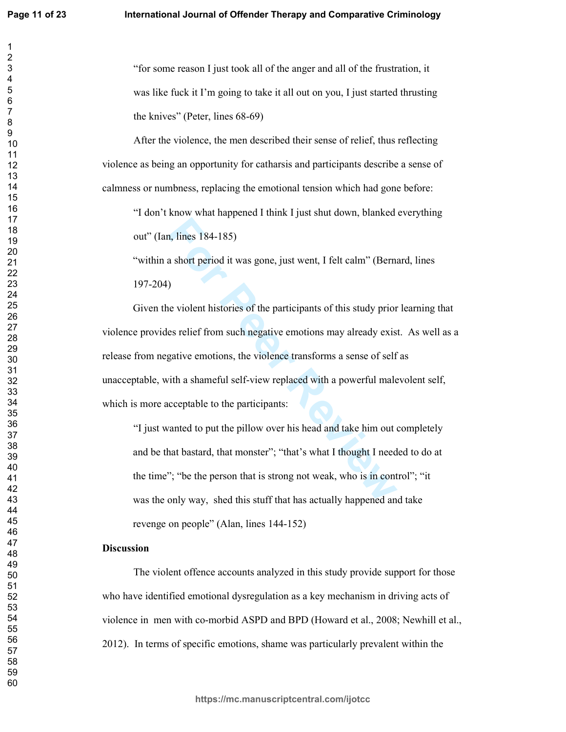> "for some reason I just took all of the anger and all of the frustration, it was like fuck it I'm going to take it all out on you, I just started thrusting the knives" (Peter, lines 68-69)

After the violence, the men described their sense of relief, thus reflecting violence as being an opportunity for catharsis and participants describe a sense of calmness or numbness, replacing the emotional tension which had gone before:

> "I don't know what happened I think I just shut down, blanked everything out" (Ian, lines 184-185)
>
> "within a short period it was gone, just went, I felt calm" (Bernard, lines 197-204)

Given the violent histories of the participants of this study prior learning that violence provides relief from such negative emotions may already exist. As well as a release from negative emotions, the violence transforms a sense of self as unacceptable, with a shameful self-view replaced with a powerful malevolent self, which is more acceptable to the participants:

> "I just wanted to put the pillow over his head and take him out completely and be that bastard, that monster"; "that's what I thought I needed to do at the time"; "be the person that is strong not weak, who is in control"; "it was the only way, shed this stuff that has actually happened and take revenge on people" (Alan, lines 144-152)

**Discussion**

The violent offence accounts analyzed in this study provide support for those who have identified emotional dysregulation as a key mechanism in driving acts of violence in men with co-morbid ASPD and BPD (Howard et al., 2008; Newhill et al., 2012). In terms of specific emotions, shame was particularly prevalent within the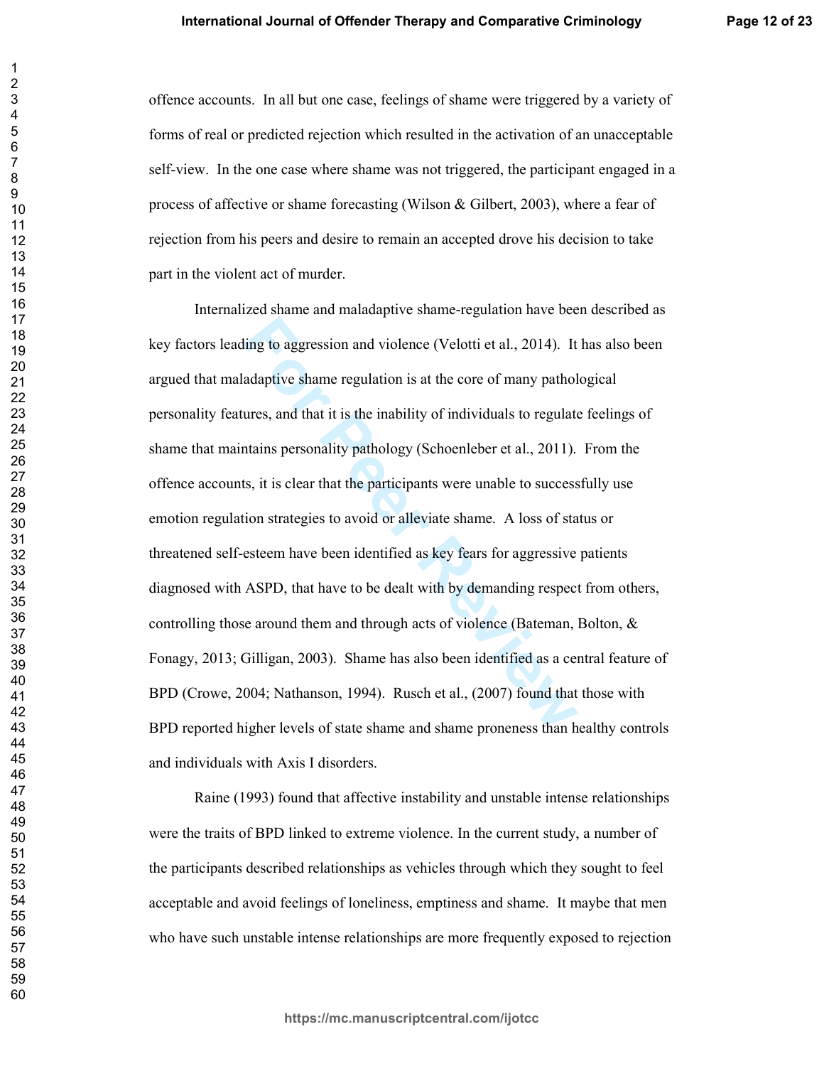offence accounts.  In all but one case, feelings of shame were triggered by a variety of forms of real or predicted rejection which resulted in the activation of an unacceptable self-view.  In the one case where shame was not triggered, the participant engaged in a process of affective or shame forecasting (Wilson & Gilbert, 2003), where a fear of rejection from his peers and desire to remain an accepted drove his decision to take part in the violent act of murder.

Internalized shame and maladaptive shame-regulation have been described as key factors leading to aggression and violence (Velotti et al., 2014).  It has also been argued that maladaptive shame regulation is at the core of many pathological personality features, and that it is the inability of individuals to regulate feelings of shame that maintains personality pathology (Schoenleber et al., 2011).  From the offence accounts, it is clear that the participants were unable to successfully use emotion regulation strategies to avoid or alleviate shame.  A loss of status or threatened self-esteem have been identified as key fears for aggressive patients diagnosed with ASPD, that have to be dealt with by demanding respect from others, controlling those around them and through acts of violence (Bateman, Bolton, & Fonagy, 2013; Gilligan, 2003).  Shame has also been identified as a central feature of BPD (Crowe, 2004; Nathanson, 1994).  Rusch et al., (2007) found that those with BPD reported higher levels of state shame and shame proneness than healthy controls and individuals with Axis I disorders.

Raine (1993) found that affective instability and unstable intense relationships were the traits of BPD linked to extreme violence. In the current study, a number of the participants described relationships as vehicles through which they sought to feel acceptable and avoid feelings of loneliness, emptiness and shame.  It maybe that men who have such unstable intense relationships are more frequently exposed to rejection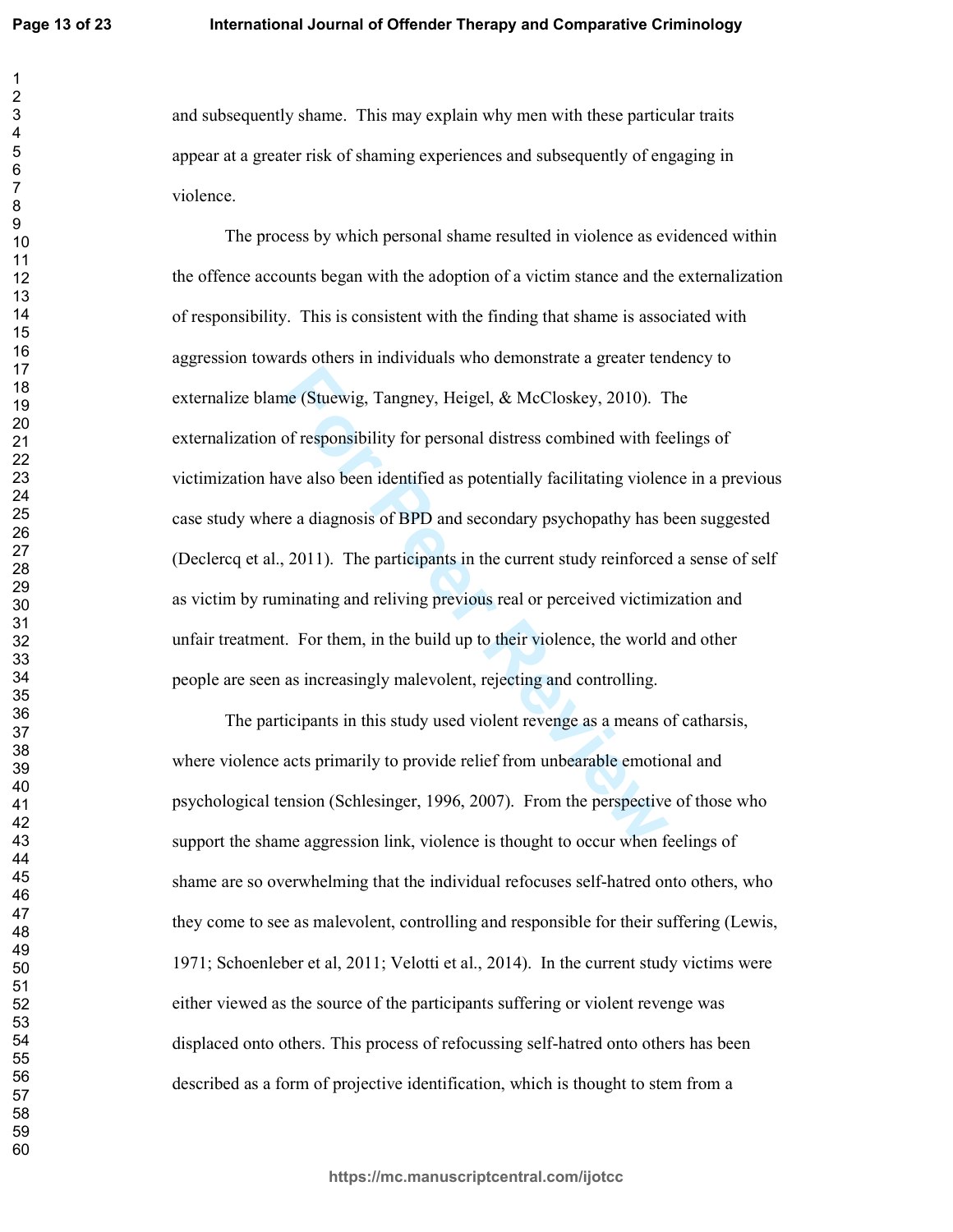and subsequently shame. This may explain why men with these particular traits appear at a greater risk of shaming experiences and subsequently of engaging in violence.

The process by which personal shame resulted in violence as evidenced within the offence accounts began with the adoption of a victim stance and the externalization of responsibility. This is consistent with the finding that shame is associated with aggression towards others in individuals who demonstrate a greater tendency to externalize blame (Stuewig, Tangney, Heigel, & McCloskey, 2010). The externalization of responsibility for personal distress combined with feelings of victimization have also been identified as potentially facilitating violence in a previous case study where a diagnosis of BPD and secondary psychopathy has been suggested (Declercq et al., 2011). The participants in the current study reinforced a sense of self as victim by ruminating and reliving previous real or perceived victimization and unfair treatment. For them, in the build up to their violence, the world and other people are seen as increasingly malevolent, rejecting and controlling.

The participants in this study used violent revenge as a means of catharsis, where violence acts primarily to provide relief from unbearable emotional and psychological tension (Schlesinger, 1996, 2007). From the perspective of those who support the shame aggression link, violence is thought to occur when feelings of shame are so overwhelming that the individual refocuses self-hatred onto others, who they come to see as malevolent, controlling and responsible for their suffering (Lewis, 1971; Schoenleber et al, 2011; Velotti et al., 2014). In the current study victims were either viewed as the source of the participants suffering or violent revenge was displaced onto others. This process of refocussing self-hatred onto others has been described as a form of projective identification, which is thought to stem from a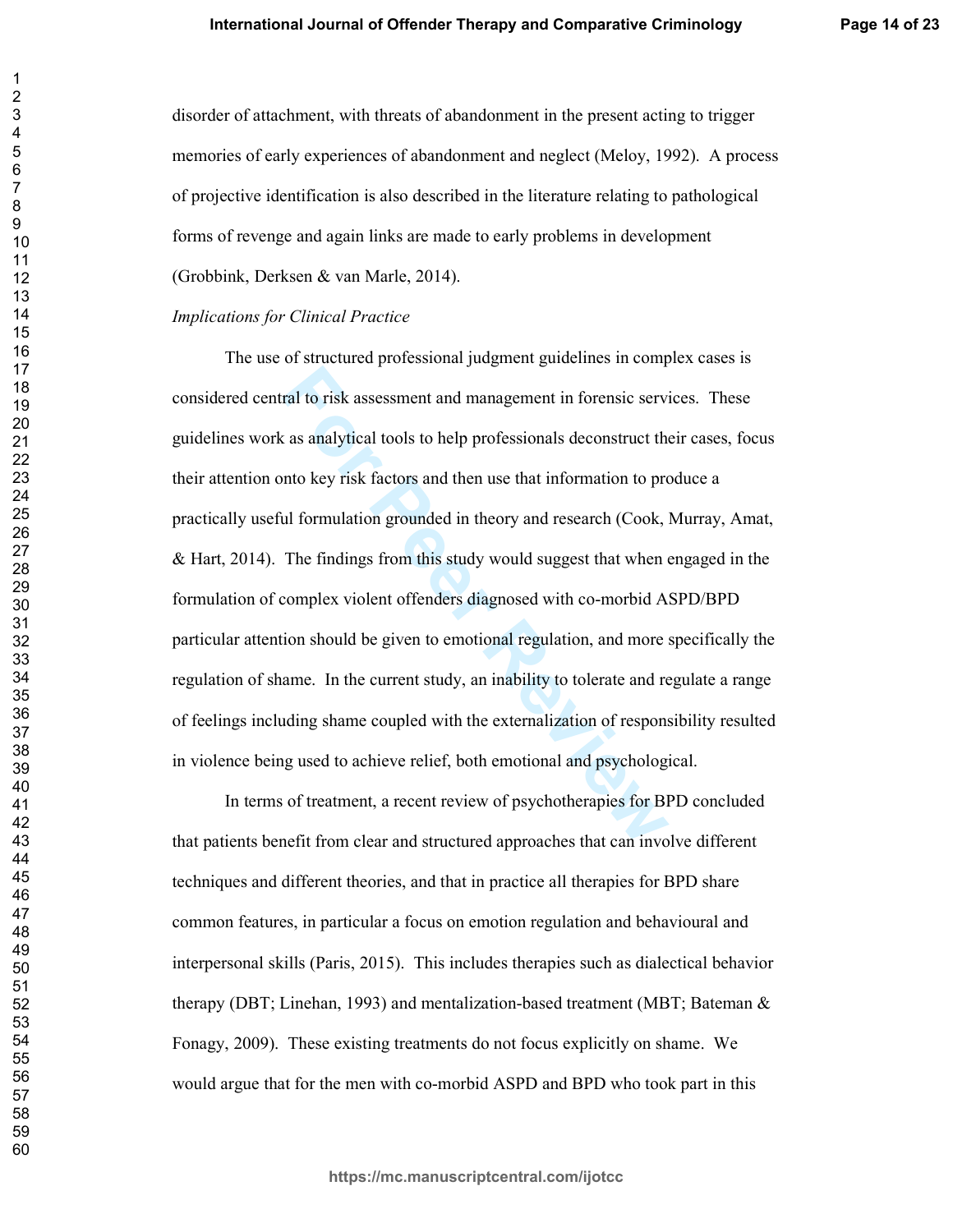disorder of attachment, with threats of abandonment in the present acting to trigger memories of early experiences of abandonment and neglect (Meloy, 1992). A process of projective identification is also described in the literature relating to pathological forms of revenge and again links are made to early problems in development (Grobbink, Derksen & van Marle, 2014).

*Implications for Clinical Practice*

The use of structured professional judgment guidelines in complex cases is considered central to risk assessment and management in forensic services. These guidelines work as analytical tools to help professionals deconstruct their cases, focus their attention onto key risk factors and then use that information to produce a practically useful formulation grounded in theory and research (Cook, Murray, Amat, & Hart, 2014). The findings from this study would suggest that when engaged in the formulation of complex violent offenders diagnosed with co-morbid ASPD/BPD particular attention should be given to emotional regulation, and more specifically the regulation of shame. In the current study, an inability to tolerate and regulate a range of feelings including shame coupled with the externalization of responsibility resulted in violence being used to achieve relief, both emotional and psychological.

In terms of treatment, a recent review of psychotherapies for BPD concluded that patients benefit from clear and structured approaches that can involve different techniques and different theories, and that in practice all therapies for BPD share common features, in particular a focus on emotion regulation and behavioural and interpersonal skills (Paris, 2015). This includes therapies such as dialectical behavior therapy (DBT; Linehan, 1993) and mentalization-based treatment (MBT; Bateman & Fonagy, 2009). These existing treatments do not focus explicitly on shame. We would argue that for the men with co-morbid ASPD and BPD who took part in this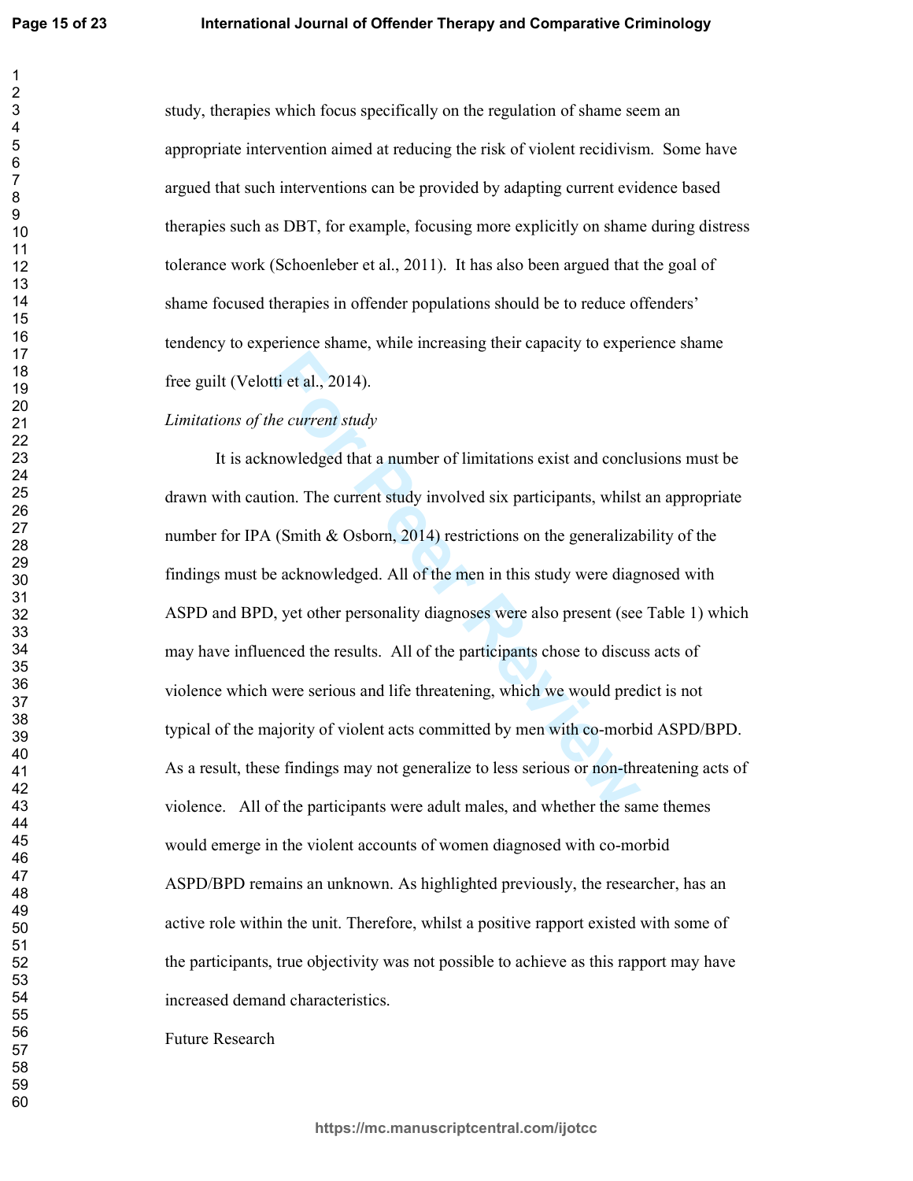study, therapies which focus specifically on the regulation of shame seem an appropriate intervention aimed at reducing the risk of violent recidivism. Some have argued that such interventions can be provided by adapting current evidence based therapies such as DBT, for example, focusing more explicitly on shame during distress tolerance work (Schoenleber et al., 2011). It has also been argued that the goal of shame focused therapies in offender populations should be to reduce offenders' tendency to experience shame, while increasing their capacity to experience shame free guilt (Velotti et al., 2014).

*Limitations of the current study*

It is acknowledged that a number of limitations exist and conclusions must be drawn with caution. The current study involved six participants, whilst an appropriate number for IPA (Smith & Osborn, 2014) restrictions on the generalizability of the findings must be acknowledged. All of the men in this study were diagnosed with ASPD and BPD, yet other personality diagnoses were also present (see Table 1) which may have influenced the results. All of the participants chose to discuss acts of violence which were serious and life threatening, which we would predict is not typical of the majority of violent acts committed by men with co-morbid ASPD/BPD. As a result, these findings may not generalize to less serious or non-threatening acts of violence. All of the participants were adult males, and whether the same themes would emerge in the violent accounts of women diagnosed with co-morbid ASPD/BPD remains an unknown. As highlighted previously, the researcher, has an active role within the unit. Therefore, whilst a positive rapport existed with some of the participants, true objectivity was not possible to achieve as this rapport may have increased demand characteristics.

Future Research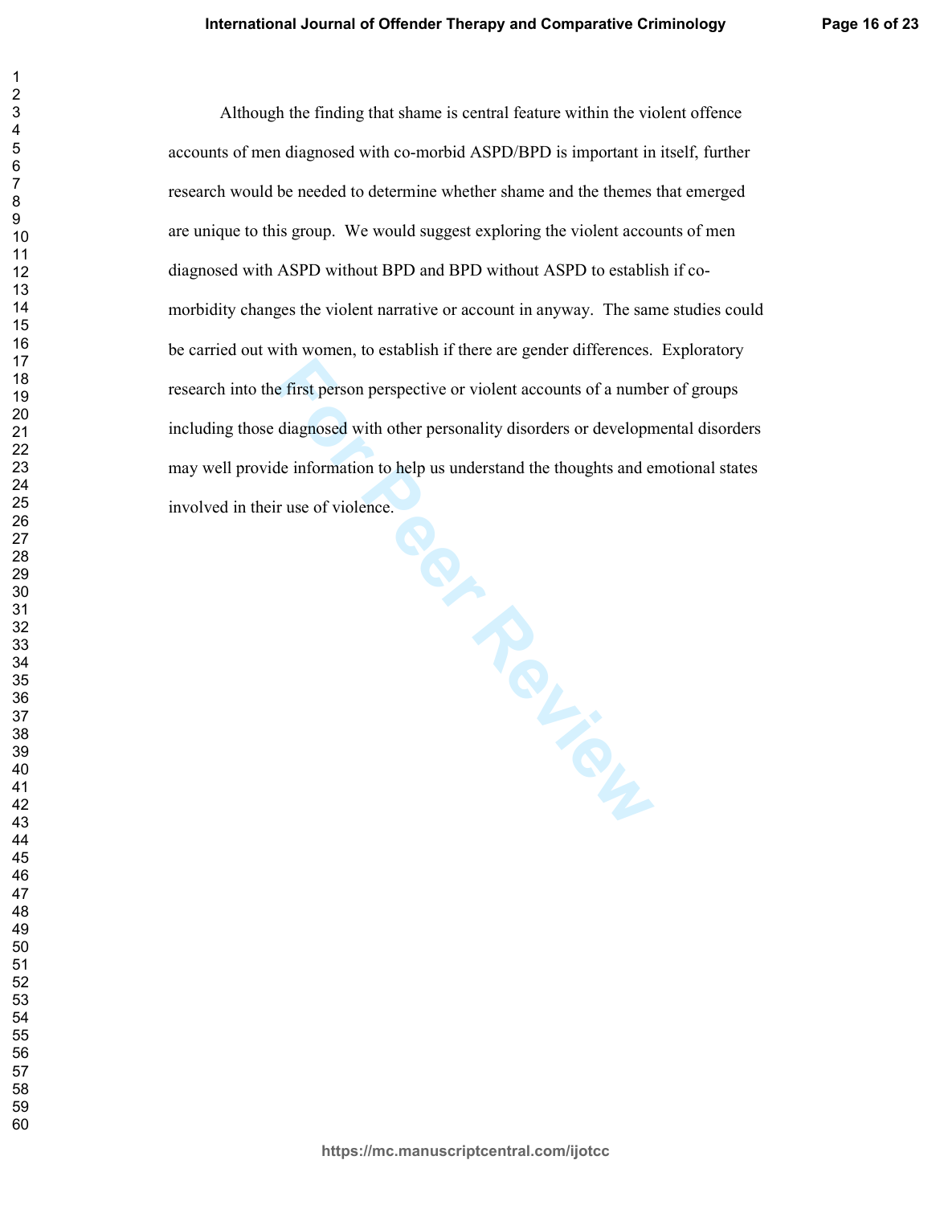Although the finding that shame is central feature within the violent offence accounts of men diagnosed with co-morbid ASPD/BPD is important in itself, further research would be needed to determine whether shame and the themes that emerged are unique to this group. We would suggest exploring the violent accounts of men diagnosed with ASPD without BPD and BPD without ASPD to establish if co-morbidity changes the violent narrative or account in anyway. The same studies could be carried out with women, to establish if there are gender differences. Exploratory research into the first person perspective or violent accounts of a number of groups including those diagnosed with other personality disorders or developmental disorders may well provide information to help us understand the thoughts and emotional states involved in their use of violence.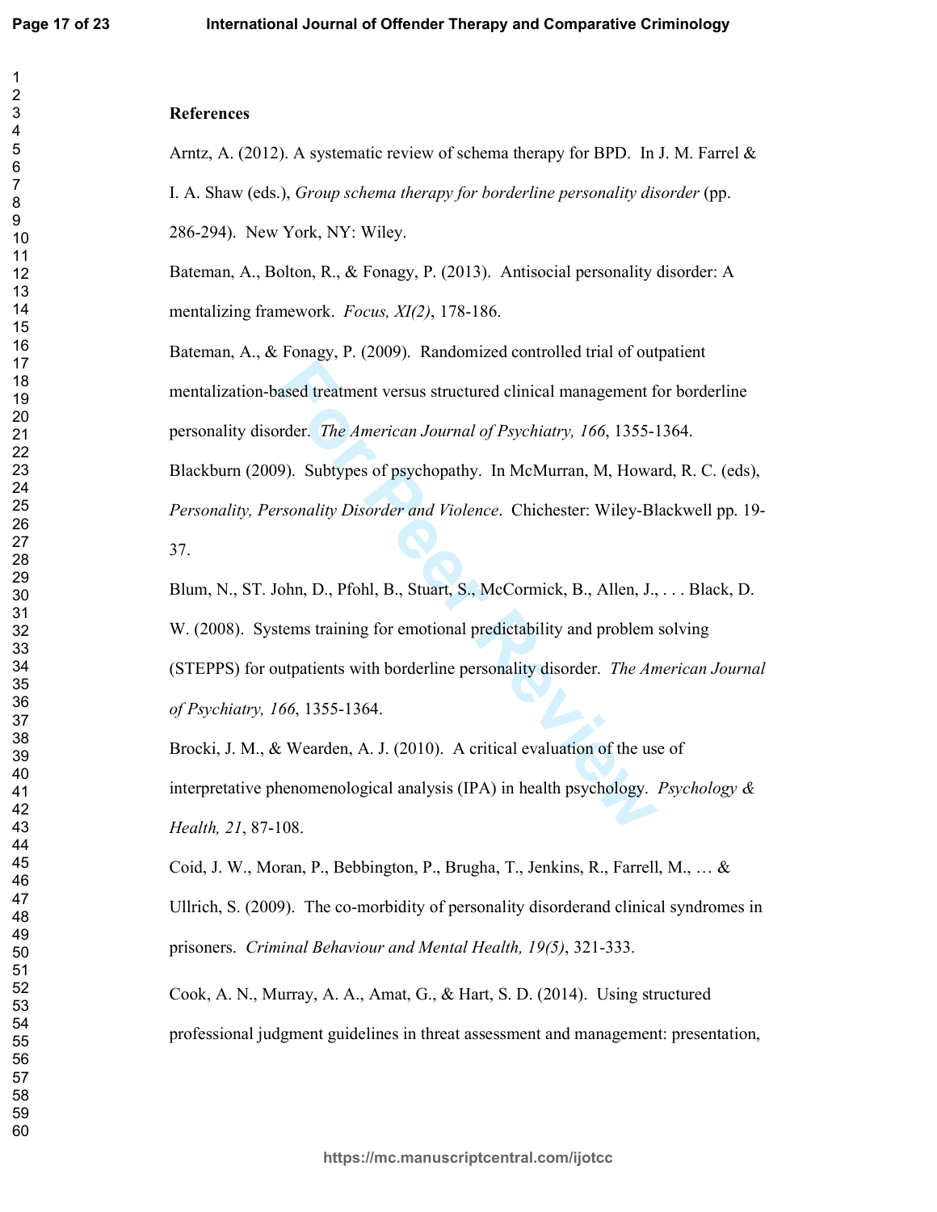**References**

Arntz, A. (2012). A systematic review of schema therapy for BPD. In J. M. Farrel & I. A. Shaw (eds.), *Group schema therapy for borderline personality disorder* (pp. 286-294). New York, NY: Wiley.

Bateman, A., Bolton, R., & Fonagy, P. (2013). Antisocial personality disorder: A mentalizing framework. *Focus, XI(2)*, 178-186.

Bateman, A., & Fonagy, P. (2009). Randomized controlled trial of outpatient mentalization-based treatment versus structured clinical management for borderline personality disorder. *The American Journal of Psychiatry, 166*, 1355-1364.

Blackburn (2009). Subtypes of psychopathy. In McMurran, M, Howard, R. C. (eds), *Personality, Personality Disorder and Violence*. Chichester: Wiley-Blackwell pp. 19-37.

Blum, N., ST. John, D., Pfohl, B., Stuart, S., McCormick, B., Allen, J., . . . Black, D. W. (2008). Systems training for emotional predictability and problem solving (STEPPS) for outpatients with borderline personality disorder. *The American Journal of Psychiatry, 166*, 1355-1364.

Brocki, J. M., & Wearden, A. J. (2010). A critical evaluation of the use of interpretative phenomenological analysis (IPA) in health psychology. *Psychology & Health, 21*, 87-108.

Coid, J. W., Moran, P., Bebbington, P., Brugha, T., Jenkins, R., Farrell, M., … & Ullrich, S. (2009). The co-morbidity of personality disorderand clinical syndromes in prisoners. *Criminal Behaviour and Mental Health, 19(5)*, 321-333.

Cook, A. N., Murray, A. A., Amat, G., & Hart, S. D. (2014). Using structured professional judgment guidelines in threat assessment and management: presentation,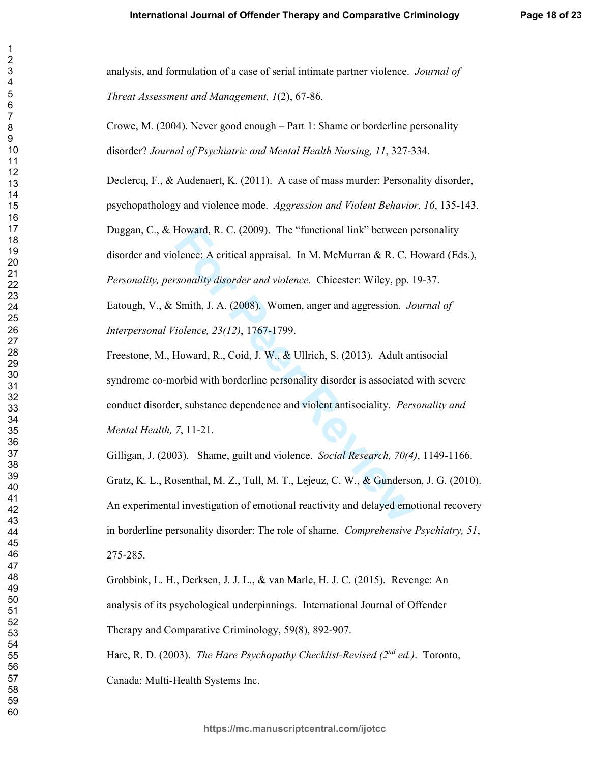analysis, and formulation of a case of serial intimate partner violence. *Journal of Threat Assessment and Management, 1*(2), 67-86.

Crowe, M. (2004). Never good enough – Part 1: Shame or borderline personality disorder? *Journal of Psychiatric and Mental Health Nursing, 11*, 327-334.

Declercq, F., & Audenaert, K. (2011). A case of mass murder: Personality disorder, psychopathology and violence mode. *Aggression and Violent Behavior, 16*, 135-143.

Duggan, C., & Howard, R. C. (2009). The "functional link" between personality disorder and violence: A critical appraisal. In M. McMurran & R. C. Howard (Eds.), *Personality, personality disorder and violence.* Chicester: Wiley, pp. 19-37.

Eatough, V., & Smith, J. A. (2008). Women, anger and aggression. *Journal of Interpersonal Violence, 23(12)*, 1767-1799.

Freestone, M., Howard, R., Coid, J. W., & Ullrich, S. (2013). Adult antisocial syndrome co-morbid with borderline personality disorder is associated with severe conduct disorder, substance dependence and violent antisociality. *Personality and Mental Health, 7*, 11-21.

Gilligan, J. (2003). Shame, guilt and violence. *Social Research, 70(4)*, 1149-1166.

Gratz, K. L., Rosenthal, M. Z., Tull, M. T., Lejeuz, C. W., & Gunderson, J. G. (2010). An experimental investigation of emotional reactivity and delayed emotional recovery in borderline personality disorder: The role of shame. *Comprehensive Psychiatry, 51*, 275-285.

Grobbink, L. H., Derksen, J. J. L., & van Marle, H. J. C. (2015). Revenge: An analysis of its psychological underpinnings. International Journal of Offender Therapy and Comparative Criminology, 59(8), 892-907.

Hare, R. D. (2003). *The Hare Psychopathy Checklist-Revised (2nd ed.)*. Toronto, Canada: Multi-Health Systems Inc.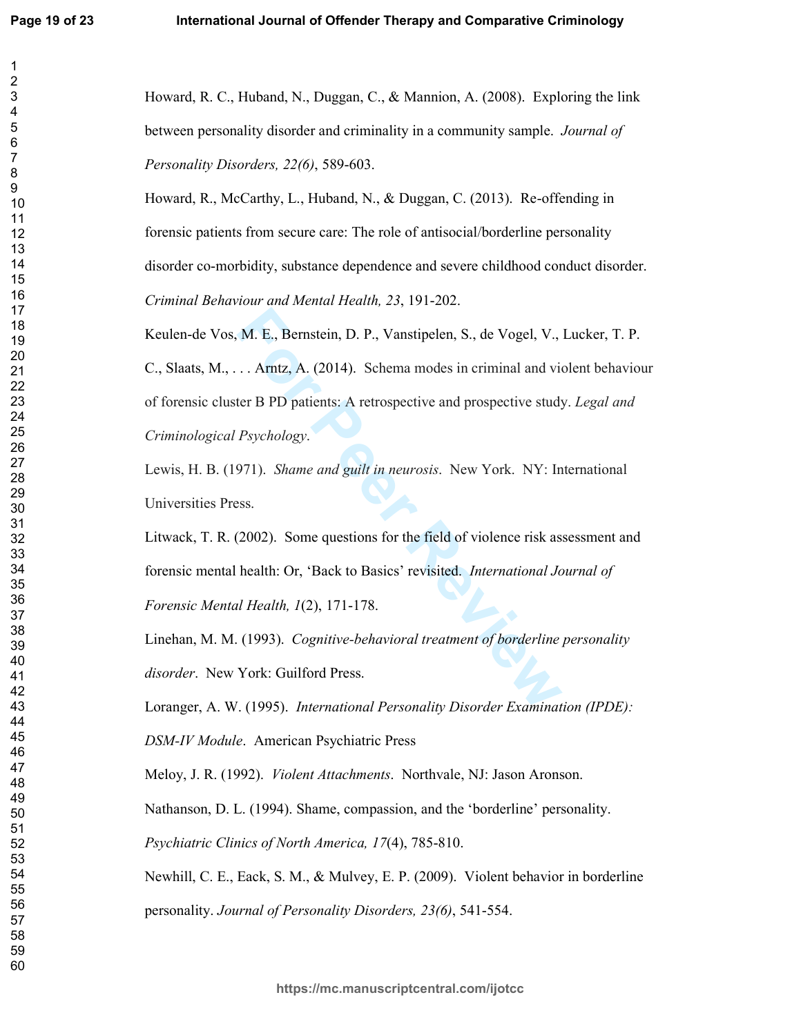Howard, R. C., Huband, N., Duggan, C., & Mannion, A. (2008). Exploring the link between personality disorder and criminality in a community sample. *Journal of Personality Disorders, 22(6)*, 589-603.

Howard, R., McCarthy, L., Huband, N., & Duggan, C. (2013). Re-offending in forensic patients from secure care: The role of antisocial/borderline personality disorder co-morbidity, substance dependence and severe childhood conduct disorder. *Criminal Behaviour and Mental Health, 23*, 191-202.

Keulen-de Vos, M. E., Bernstein, D. P., Vanstipelen, S., de Vogel, V., Lucker, T. P. C., Slaats, M., . . . Arntz, A. (2014). Schema modes in criminal and violent behaviour of forensic cluster B PD patients: A retrospective and prospective study. *Legal and Criminological Psychology*.

Lewis, H. B. (1971). *Shame and guilt in neurosis*. New York. NY: International Universities Press.

Litwack, T. R. (2002). Some questions for the field of violence risk assessment and forensic mental health: Or, 'Back to Basics' revisited. *International Journal of Forensic Mental Health, 1*(2), 171-178.

Linehan, M. M. (1993). *Cognitive-behavioral treatment of borderline personality disorder*. New York: Guilford Press.

Loranger, A. W. (1995). *International Personality Disorder Examination (IPDE): DSM-IV Module*. American Psychiatric Press

Meloy, J. R. (1992). *Violent Attachments*. Northvale, NJ: Jason Aronson.

Nathanson, D. L. (1994). Shame, compassion, and the 'borderline' personality. *Psychiatric Clinics of North America, 17*(4), 785-810.

Newhill, C. E., Eack, S. M., & Mulvey, E. P. (2009). Violent behavior in borderline personality. *Journal of Personality Disorders, 23(6)*, 541-554.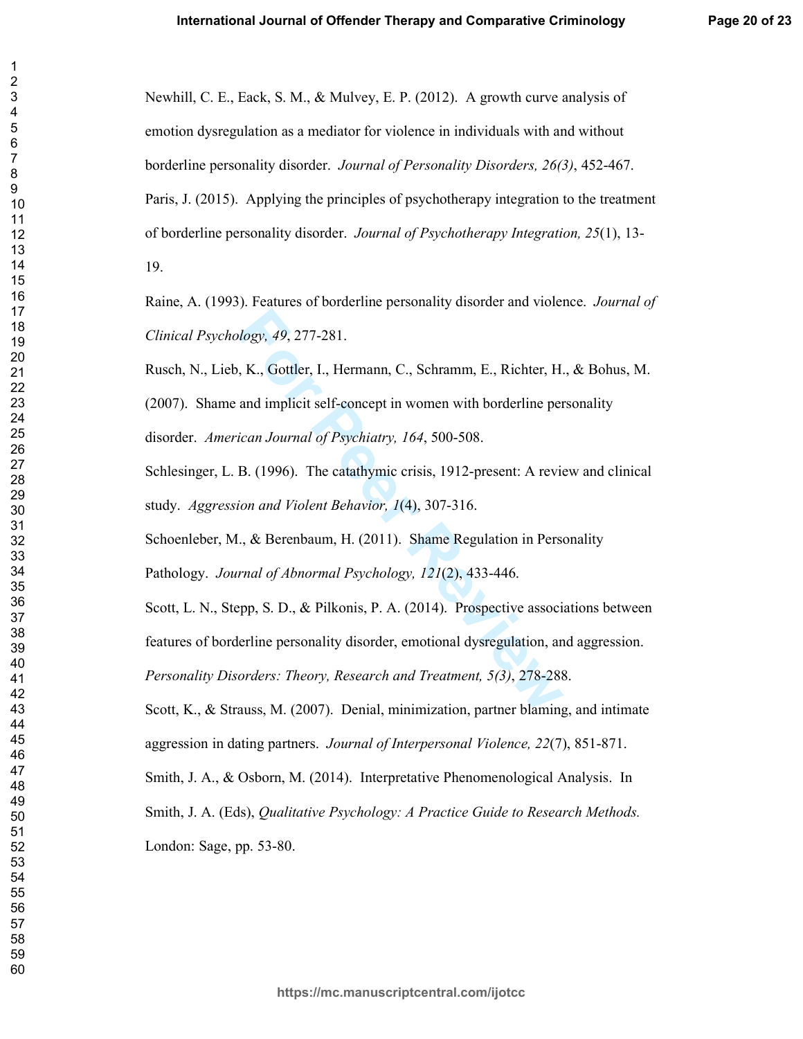Newhill, C. E., Eack, S. M., & Mulvey, E. P. (2012). A growth curve analysis of emotion dysregulation as a mediator for violence in individuals with and without borderline personality disorder. *Journal of Personality Disorders, 26(3)*, 452-467.

Paris, J. (2015). Applying the principles of psychotherapy integration to the treatment of borderline personality disorder. *Journal of Psychotherapy Integration, 25*(1), 13-19.

Raine, A. (1993). Features of borderline personality disorder and violence. *Journal of Clinical Psychology, 49*, 277-281.

Rusch, N., Lieb, K., Gottler, I., Hermann, C., Schramm, E., Richter, H., & Bohus, M. (2007). Shame and implicit self-concept in women with borderline personality disorder. *American Journal of Psychiatry, 164*, 500-508.

Schlesinger, L. B. (1996). The catathymic crisis, 1912-present: A review and clinical study. *Aggression and Violent Behavior, 1*(4), 307-316.

Schoenleber, M., & Berenbaum, H. (2011). Shame Regulation in Personality Pathology. *Journal of Abnormal Psychology, 121*(2), 433-446.

Scott, L. N., Stepp, S. D., & Pilkonis, P. A. (2014). Prospective associations between features of borderline personality disorder, emotional dysregulation, and aggression. *Personality Disorders: Theory, Research and Treatment, 5(3)*, 278-288.

Scott, K., & Strauss, M. (2007). Denial, minimization, partner blaming, and intimate aggression in dating partners. *Journal of Interpersonal Violence, 22*(7), 851-871.

Smith, J. A., & Osborn, M. (2014). Interpretative Phenomenological Analysis. In Smith, J. A. (Eds), *Qualitative Psychology: A Practice Guide to Research Methods.* London: Sage, pp. 53-80.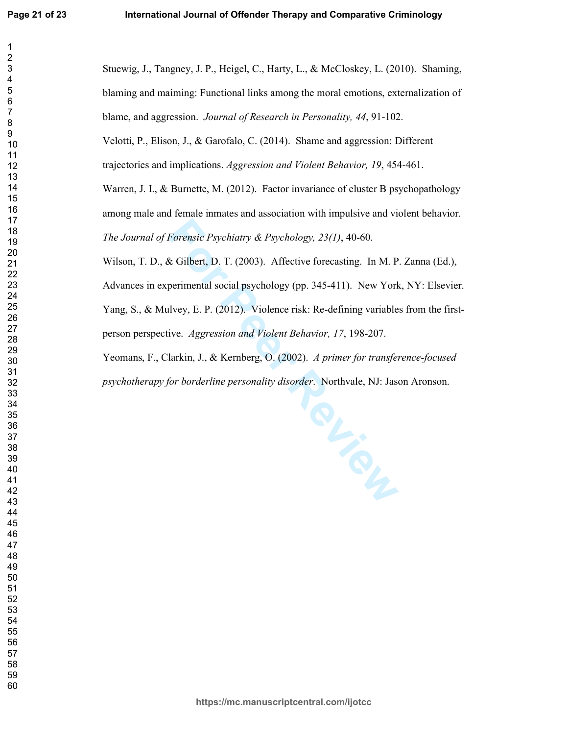Stuewig, J., Tangney, J. P., Heigel, C., Harty, L., & McCloskey, L. (2010). Shaming, blaming and maiming: Functional links among the moral emotions, externalization of blame, and aggression. *Journal of Research in Personality, 44*, 91-102.

Velotti, P., Elison, J., & Garofalo, C. (2014). Shame and aggression: Different trajectories and implications. *Aggression and Violent Behavior, 19*, 454-461.

Warren, J. I., & Burnette, M. (2012). Factor invariance of cluster B psychopathology among male and female inmates and association with impulsive and violent behavior. *The Journal of Forensic Psychiatry & Psychology, 23(1)*, 40-60.

Wilson, T. D., & Gilbert, D. T. (2003). Affective forecasting. In M. P. Zanna (Ed.), Advances in experimental social psychology (pp. 345-411). New York, NY: Elsevier.

Yang, S., & Mulvey, E. P. (2012). Violence risk: Re-defining variables from the first-person perspective. *Aggression and Violent Behavior, 17*, 198-207.

Yeomans, F., Clarkin, J., & Kernberg, O. (2002). *A primer for transference-focused psychotherapy for borderline personality disorder*. Northvale, NJ: Jason Aronson.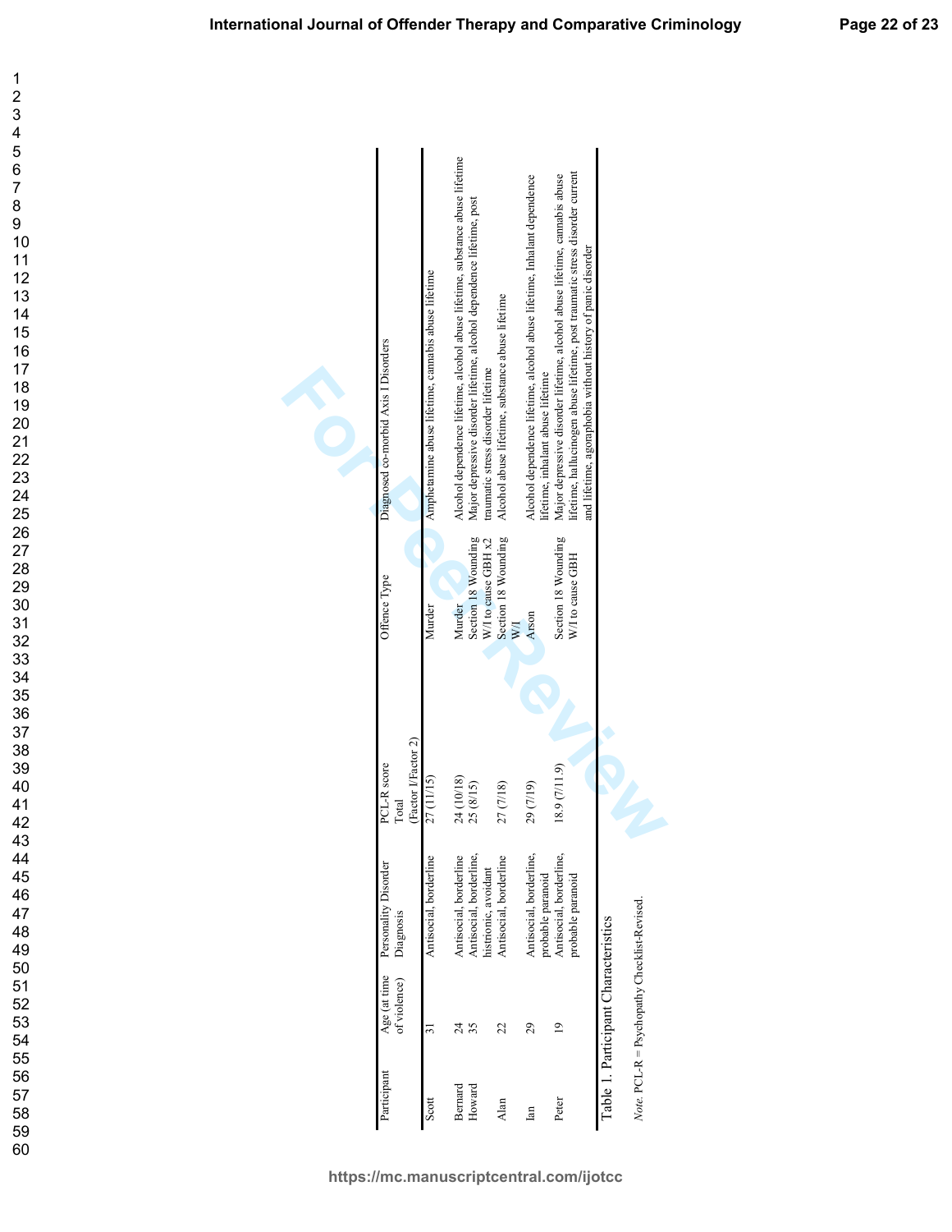Table 1. Participant Characteristics

| Participant | Age (at time of violence) | Personality Disorder Diagnosis | PCL-R score Total (Factor 1/Factor 2) | Offence Type | Diagnosed co-morbid Axis I Disorders |
|---|---|---|---|---|---|
| Scott | 31 | Antisocial, borderline | 27 (11/15) | Murder | Amphetamine abuse lifetime, cannabis abuse lifetime |
| Bernard | 24 | Antisocial, borderline | 24 (10/18) | Murder | Alcohol dependence lifetime, alcohol abuse lifetime, substance abuse lifetime |
| Howard | 35 | Antisocial, borderline, histrionic, avoidant | 25 (8/15) | Section 18 Wounding W/I to cause GBH x2 | Major depressive disorder lifetime, alcohol dependence lifetime, post traumatic stress disorder lifetime |
| Alan | 22 | Antisocial, borderline | 27 (7/18) | Section 18 Wounding W/I | Alcohol abuse lifetime, substance abuse lifetime |
| Ian | 29 | Antisocial, borderline, probable paranoid | 29 (7/19) | Arson | Alcohol dependence lifetime, alcohol abuse lifetime, Inhalant dependence lifetime, inhalant abuse lifetime |
| Peter | 19 | Antisocial, borderline, probable paranoid | 18.9 (7/11.9) | Section 18 Wounding W/I to cause GBH | Major depressive disorder lifetime, alcohol abuse lifetime, cannabis abuse lifetime, hallucinogen abuse lifetime, post traumatic stress disorder current and lifetime, agoraphobia without history of panic disorder |

*Note.* PCL-R = Psychopathy Checklist-Revised.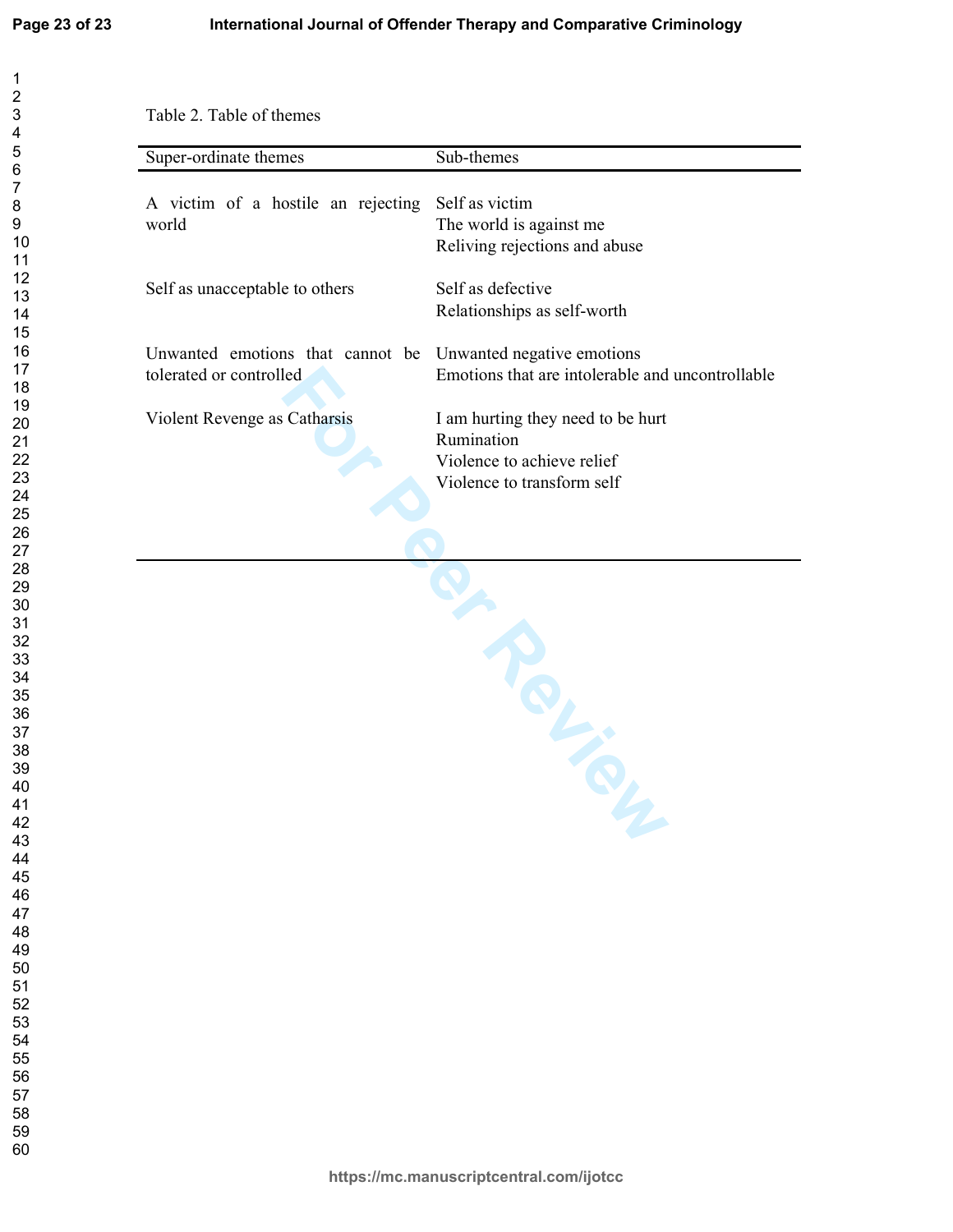Table 2. Table of themes

| Super-ordinate themes | Sub-themes |
|---|---|
| A victim of a hostile an rejecting world | Self as victim<br>The world is against me<br>Reliving rejections and abuse |
| Self as unacceptable to others | Self as defective<br>Relationships as self-worth |
| Unwanted emotions that cannot be tolerated or controlled | Unwanted negative emotions<br>Emotions that are intolerable and uncontrollable |
| Violent Revenge as Catharsis | I am hurting they need to be hurt<br>Rumination<br>Violence to achieve relief<br>Violence to transform self |